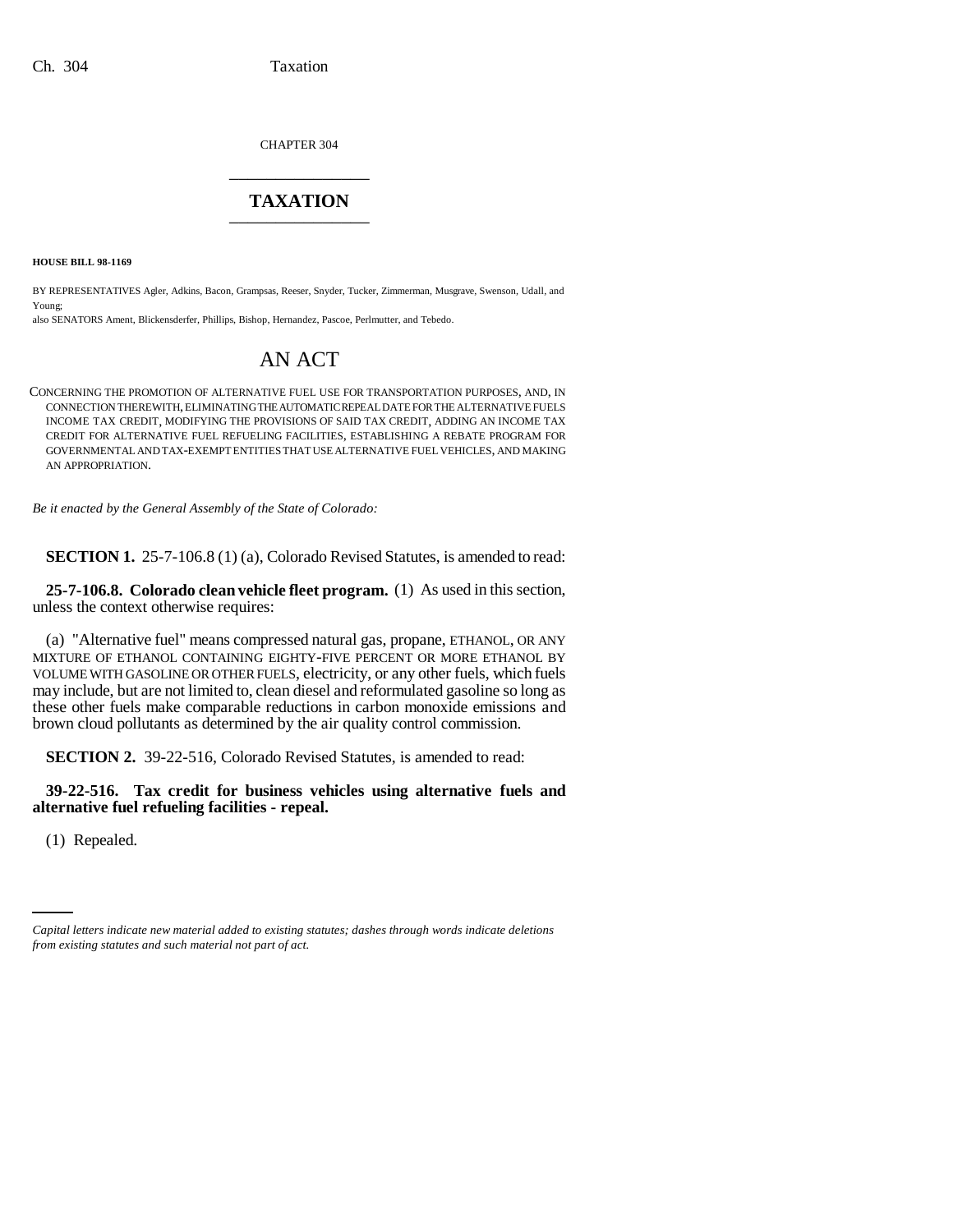CHAPTER 304

# TAXATION

**HOUSE BILL 98-1169**

BY REPRESENTATIVES Agler, Adkins, Bacon, Grampsas, Reeser, Snyder, Tucker, Zimmerman, Musgrave, Swenson, Udall, and Young;

also SENATORS Ament, Blickensderfer, Phillips, Bishop, Hernandez, Pascoe, Perlmutter, and Tebedo.

# AN ACT

CONCERNING THE PROMOTION OF ALTERNATIVE FUEL USE FOR TRANSPORTATION PURPOSES, AND, IN CONNECTION THEREWITH, ELIMINATING THE AUTOMATIC REPEAL DATE FOR THE ALTERNATIVE FUELS INCOME TAX CREDIT, MODIFYING THE PROVISIONS OF SAID TAX CREDIT, ADDING AN INCOME TAX CREDIT FOR ALTERNATIVE FUEL REFUELING FACILITIES, ESTABLISHING A REBATE PROGRAM FOR GOVERNMENTAL AND TAX-EXEMPT ENTITIES THAT USE ALTERNATIVE FUEL VEHICLES, AND MAKING AN APPROPRIATION.

*Be it enacted by the General Assembly of the State of Colorado:*

**SECTION 1.** 25-7-106.8 (1) (a), Colorado Revised Statutes, is amended to read:

**25-7-106.8. Colorado clean vehicle fleet program.** (1) As used in this section, unless the context otherwise requires:

(a) "Alternative fuel" means compressed natural gas, propane, ETHANOL, OR ANY MIXTURE OF ETHANOL CONTAINING EIGHTY-FIVE PERCENT OR MORE ETHANOL BY VOLUME WITH GASOLINE OR OTHER FUELS, electricity, or any other fuels, which fuels may include, but are not limited to, clean diesel and reformulated gasoline so long as these other fuels make comparable reductions in carbon monoxide emissions and brown cloud pollutants as determined by the air quality control commission.

**SECTION 2.** 39-22-516, Colorado Revised Statutes, is amended to read:

**39-22-516. Tax credit for business vehicles using alternative fuels and alternative fuel refueling facilities - repeal.**

(1) Repealed.

*Capital letters indicate new material added to existing statutes; dashes through words indicate deletions from existing statutes and such material not part of act.*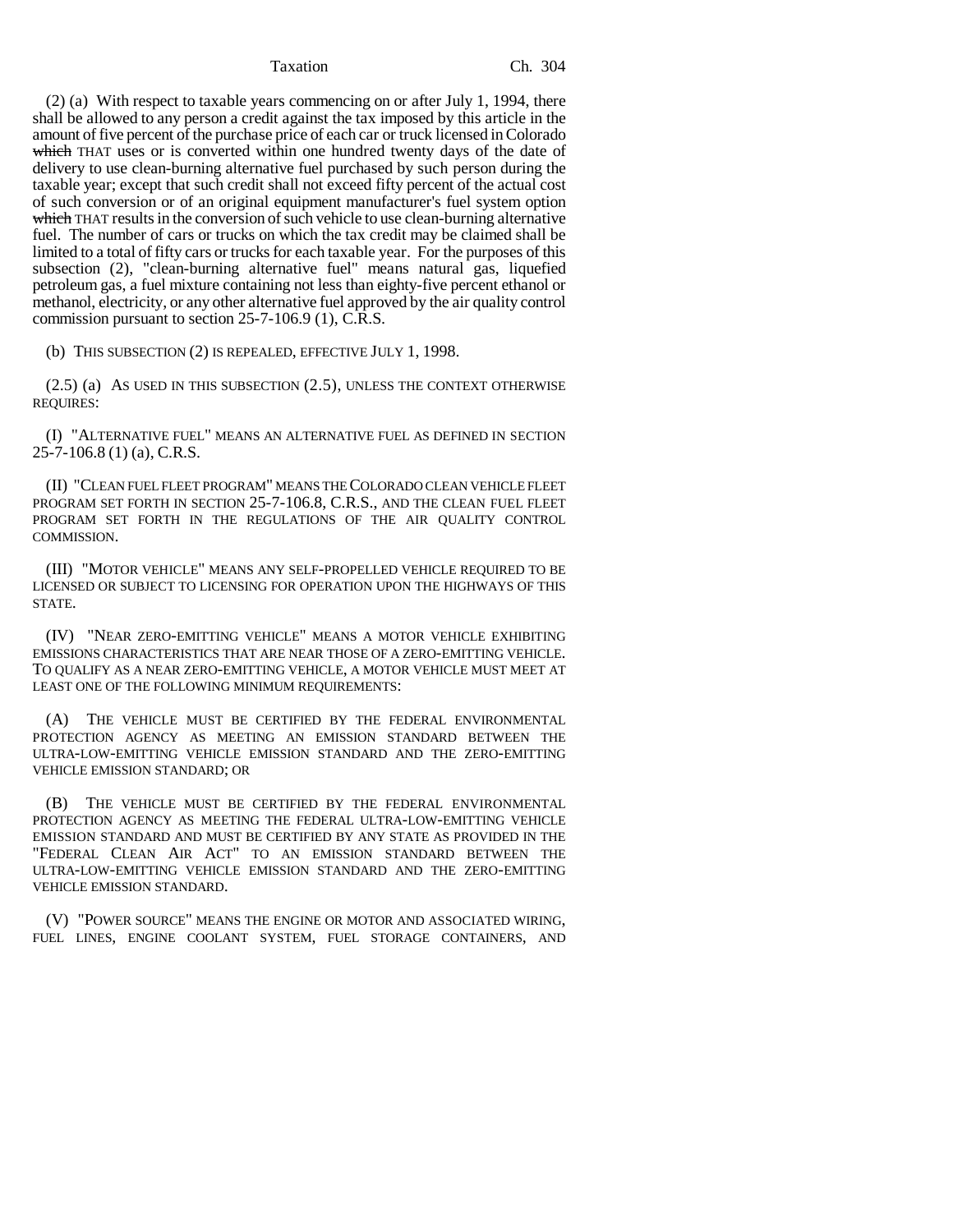(2) (a) With respect to taxable years commencing on or after July 1, 1994, there shall be allowed to any person a credit against the tax imposed by this article in the amount of five percent of the purchase price of each car or truck licensed in Colorado ~~which~~ THAT uses or is converted within one hundred twenty days of the date of delivery to use clean-burning alternative fuel purchased by such person during the taxable year; except that such credit shall not exceed fifty percent of the actual cost of such conversion or of an original equipment manufacturer's fuel system option ~~which~~ THAT results in the conversion of such vehicle to use clean-burning alternative fuel. The number of cars or trucks on which the tax credit may be claimed shall be limited to a total of fifty cars or trucks for each taxable year. For the purposes of this subsection (2), "clean-burning alternative fuel" means natural gas, liquefied petroleum gas, a fuel mixture containing not less than eighty-five percent ethanol or methanol, electricity, or any other alternative fuel approved by the air quality control commission pursuant to section 25-7-106.9 (1), C.R.S.

(b) THIS SUBSECTION (2) IS REPEALED, EFFECTIVE JULY 1, 1998.

(2.5) (a) AS USED IN THIS SUBSECTION (2.5), UNLESS THE CONTEXT OTHERWISE REQUIRES:

(I) "ALTERNATIVE FUEL" MEANS AN ALTERNATIVE FUEL AS DEFINED IN SECTION 25-7-106.8 (1) (a), C.R.S.

(II) "CLEAN FUEL FLEET PROGRAM" MEANS THE COLORADO CLEAN VEHICLE FLEET PROGRAM SET FORTH IN SECTION 25-7-106.8, C.R.S., AND THE CLEAN FUEL FLEET PROGRAM SET FORTH IN THE REGULATIONS OF THE AIR QUALITY CONTROL COMMISSION.

(III) "MOTOR VEHICLE" MEANS ANY SELF-PROPELLED VEHICLE REQUIRED TO BE LICENSED OR SUBJECT TO LICENSING FOR OPERATION UPON THE HIGHWAYS OF THIS STATE.

(IV) "NEAR ZERO-EMITTING VEHICLE" MEANS A MOTOR VEHICLE EXHIBITING EMISSIONS CHARACTERISTICS THAT ARE NEAR THOSE OF A ZERO-EMITTING VEHICLE. TO QUALIFY AS A NEAR ZERO-EMITTING VEHICLE, A MOTOR VEHICLE MUST MEET AT LEAST ONE OF THE FOLLOWING MINIMUM REQUIREMENTS:

(A) THE VEHICLE MUST BE CERTIFIED BY THE FEDERAL ENVIRONMENTAL PROTECTION AGENCY AS MEETING AN EMISSION STANDARD BETWEEN THE ULTRA-LOW-EMITTING VEHICLE EMISSION STANDARD AND THE ZERO-EMITTING VEHICLE EMISSION STANDARD; OR

(B) THE VEHICLE MUST BE CERTIFIED BY THE FEDERAL ENVIRONMENTAL PROTECTION AGENCY AS MEETING THE FEDERAL ULTRA-LOW-EMITTING VEHICLE EMISSION STANDARD AND MUST BE CERTIFIED BY ANY STATE AS PROVIDED IN THE "FEDERAL CLEAN AIR ACT" TO AN EMISSION STANDARD BETWEEN THE ULTRA-LOW-EMITTING VEHICLE EMISSION STANDARD AND THE ZERO-EMITTING VEHICLE EMISSION STANDARD.

(V) "POWER SOURCE" MEANS THE ENGINE OR MOTOR AND ASSOCIATED WIRING, FUEL LINES, ENGINE COOLANT SYSTEM, FUEL STORAGE CONTAINERS, AND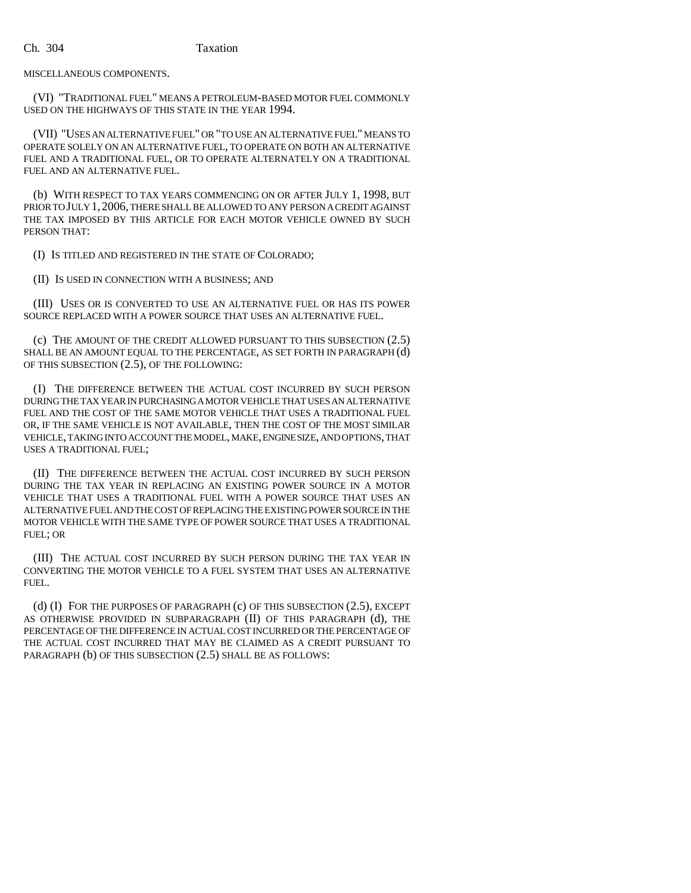MISCELLANEOUS COMPONENTS.

(VI) "TRADITIONAL FUEL" MEANS A PETROLEUM-BASED MOTOR FUEL COMMONLY USED ON THE HIGHWAYS OF THIS STATE IN THE YEAR 1994.

(VII) "USES AN ALTERNATIVE FUEL" OR "TO USE AN ALTERNATIVE FUEL" MEANS TO OPERATE SOLELY ON AN ALTERNATIVE FUEL, TO OPERATE ON BOTH AN ALTERNATIVE FUEL AND A TRADITIONAL FUEL, OR TO OPERATE ALTERNATELY ON A TRADITIONAL FUEL AND AN ALTERNATIVE FUEL.

(b) WITH RESPECT TO TAX YEARS COMMENCING ON OR AFTER JULY 1, 1998, BUT PRIOR TO JULY 1, 2006, THERE SHALL BE ALLOWED TO ANY PERSON A CREDIT AGAINST THE TAX IMPOSED BY THIS ARTICLE FOR EACH MOTOR VEHICLE OWNED BY SUCH PERSON THAT:

(I) IS TITLED AND REGISTERED IN THE STATE OF COLORADO;

(II) IS USED IN CONNECTION WITH A BUSINESS; AND

(III) USES OR IS CONVERTED TO USE AN ALTERNATIVE FUEL OR HAS ITS POWER SOURCE REPLACED WITH A POWER SOURCE THAT USES AN ALTERNATIVE FUEL.

(c) THE AMOUNT OF THE CREDIT ALLOWED PURSUANT TO THIS SUBSECTION (2.5) SHALL BE AN AMOUNT EQUAL TO THE PERCENTAGE, AS SET FORTH IN PARAGRAPH (d) OF THIS SUBSECTION (2.5), OF THE FOLLOWING:

(I) THE DIFFERENCE BETWEEN THE ACTUAL COST INCURRED BY SUCH PERSON DURING THE TAX YEAR IN PURCHASING A MOTOR VEHICLE THAT USES AN ALTERNATIVE FUEL AND THE COST OF THE SAME MOTOR VEHICLE THAT USES A TRADITIONAL FUEL OR, IF THE SAME VEHICLE IS NOT AVAILABLE, THEN THE COST OF THE MOST SIMILAR VEHICLE, TAKING INTO ACCOUNT THE MODEL, MAKE, ENGINE SIZE, AND OPTIONS, THAT USES A TRADITIONAL FUEL;

(II) THE DIFFERENCE BETWEEN THE ACTUAL COST INCURRED BY SUCH PERSON DURING THE TAX YEAR IN REPLACING AN EXISTING POWER SOURCE IN A MOTOR VEHICLE THAT USES A TRADITIONAL FUEL WITH A POWER SOURCE THAT USES AN ALTERNATIVE FUEL AND THE COST OF REPLACING THE EXISTING POWER SOURCE IN THE MOTOR VEHICLE WITH THE SAME TYPE OF POWER SOURCE THAT USES A TRADITIONAL FUEL; OR

(III) THE ACTUAL COST INCURRED BY SUCH PERSON DURING THE TAX YEAR IN CONVERTING THE MOTOR VEHICLE TO A FUEL SYSTEM THAT USES AN ALTERNATIVE FUEL.

(d) (I) FOR THE PURPOSES OF PARAGRAPH (c) OF THIS SUBSECTION (2.5), EXCEPT AS OTHERWISE PROVIDED IN SUBPARAGRAPH (II) OF THIS PARAGRAPH (d), THE PERCENTAGE OF THE DIFFERENCE IN ACTUAL COST INCURRED OR THE PERCENTAGE OF THE ACTUAL COST INCURRED THAT MAY BE CLAIMED AS A CREDIT PURSUANT TO PARAGRAPH (b) OF THIS SUBSECTION (2.5) SHALL BE AS FOLLOWS: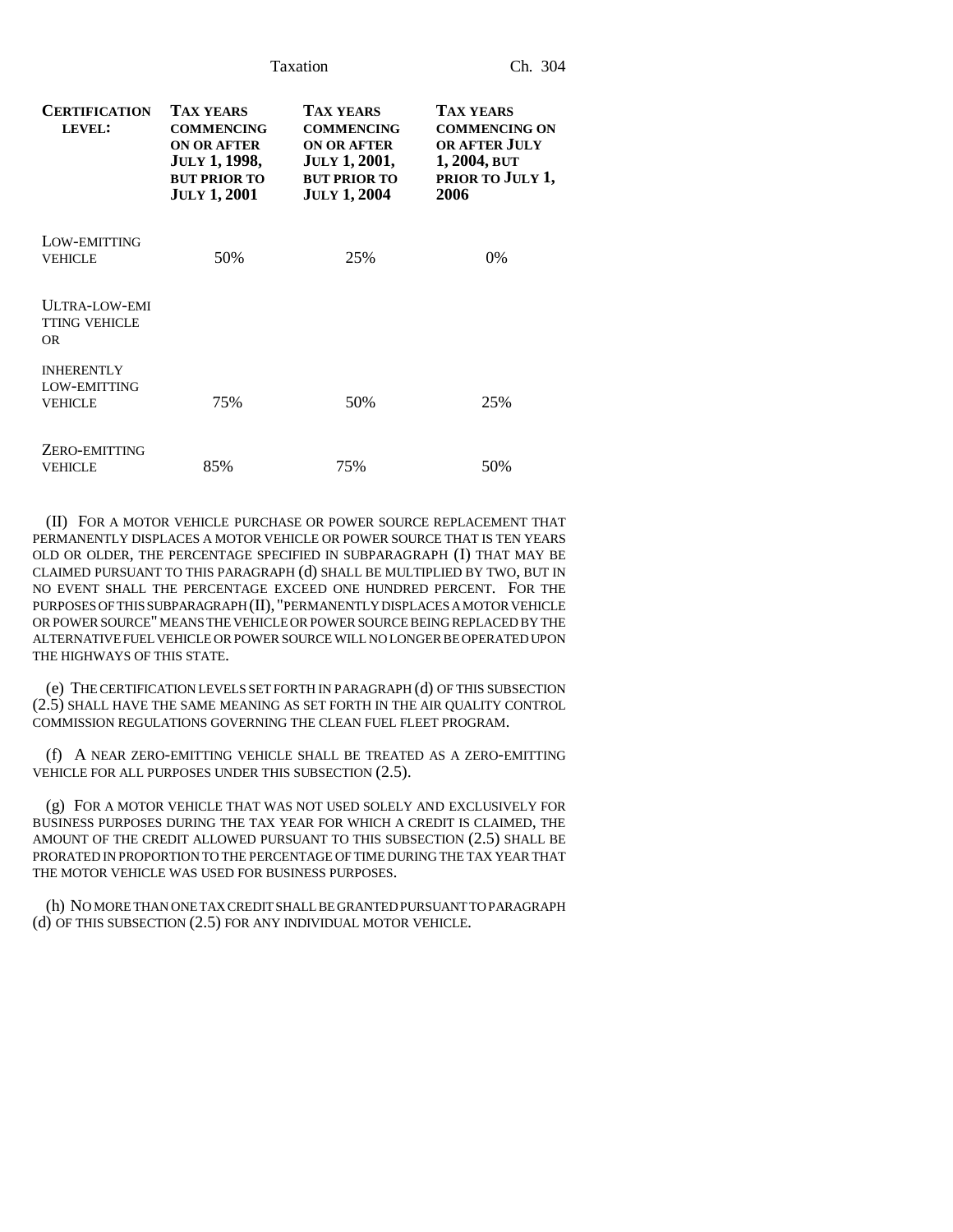| CERTIFICATION LEVEL: | TAX YEARS COMMENCING ON OR AFTER JULY 1, 1998, BUT PRIOR TO JULY 1, 2001 | TAX YEARS COMMENCING ON OR AFTER JULY 1, 2001, BUT PRIOR TO JULY 1, 2004 | TAX YEARS COMMENCING ON OR AFTER JULY 1, 2004, BUT PRIOR TO JULY 1, 2006 |
|---|---|---|---|
| LOW-EMITTING VEHICLE | 50% | 25% | 0% |
| ULTRA-LOW-EMITTING VEHICLE OR INHERENTLY LOW-EMITTING VEHICLE | 75% | 50% | 25% |
| ZERO-EMITTING VEHICLE | 85% | 75% | 50% |

(II) FOR A MOTOR VEHICLE PURCHASE OR POWER SOURCE REPLACEMENT THAT PERMANENTLY DISPLACES A MOTOR VEHICLE OR POWER SOURCE THAT IS TEN YEARS OLD OR OLDER, THE PERCENTAGE SPECIFIED IN SUBPARAGRAPH (I) THAT MAY BE CLAIMED PURSUANT TO THIS PARAGRAPH (d) SHALL BE MULTIPLIED BY TWO, BUT IN NO EVENT SHALL THE PERCENTAGE EXCEED ONE HUNDRED PERCENT. FOR THE PURPOSES OF THIS SUBPARAGRAPH (II), "PERMANENTLY DISPLACES A MOTOR VEHICLE OR POWER SOURCE" MEANS THE VEHICLE OR POWER SOURCE BEING REPLACED BY THE ALTERNATIVE FUEL VEHICLE OR POWER SOURCE WILL NO LONGER BE OPERATED UPON THE HIGHWAYS OF THIS STATE.

(e) THE CERTIFICATION LEVELS SET FORTH IN PARAGRAPH (d) OF THIS SUBSECTION (2.5) SHALL HAVE THE SAME MEANING AS SET FORTH IN THE AIR QUALITY CONTROL COMMISSION REGULATIONS GOVERNING THE CLEAN FUEL FLEET PROGRAM.

(f) A NEAR ZERO-EMITTING VEHICLE SHALL BE TREATED AS A ZERO-EMITTING VEHICLE FOR ALL PURPOSES UNDER THIS SUBSECTION (2.5).

(g) FOR A MOTOR VEHICLE THAT WAS NOT USED SOLELY AND EXCLUSIVELY FOR BUSINESS PURPOSES DURING THE TAX YEAR FOR WHICH A CREDIT IS CLAIMED, THE AMOUNT OF THE CREDIT ALLOWED PURSUANT TO THIS SUBSECTION (2.5) SHALL BE PRORATED IN PROPORTION TO THE PERCENTAGE OF TIME DURING THE TAX YEAR THAT THE MOTOR VEHICLE WAS USED FOR BUSINESS PURPOSES.

(h) NO MORE THAN ONE TAX CREDIT SHALL BE GRANTED PURSUANT TO PARAGRAPH (d) OF THIS SUBSECTION (2.5) FOR ANY INDIVIDUAL MOTOR VEHICLE.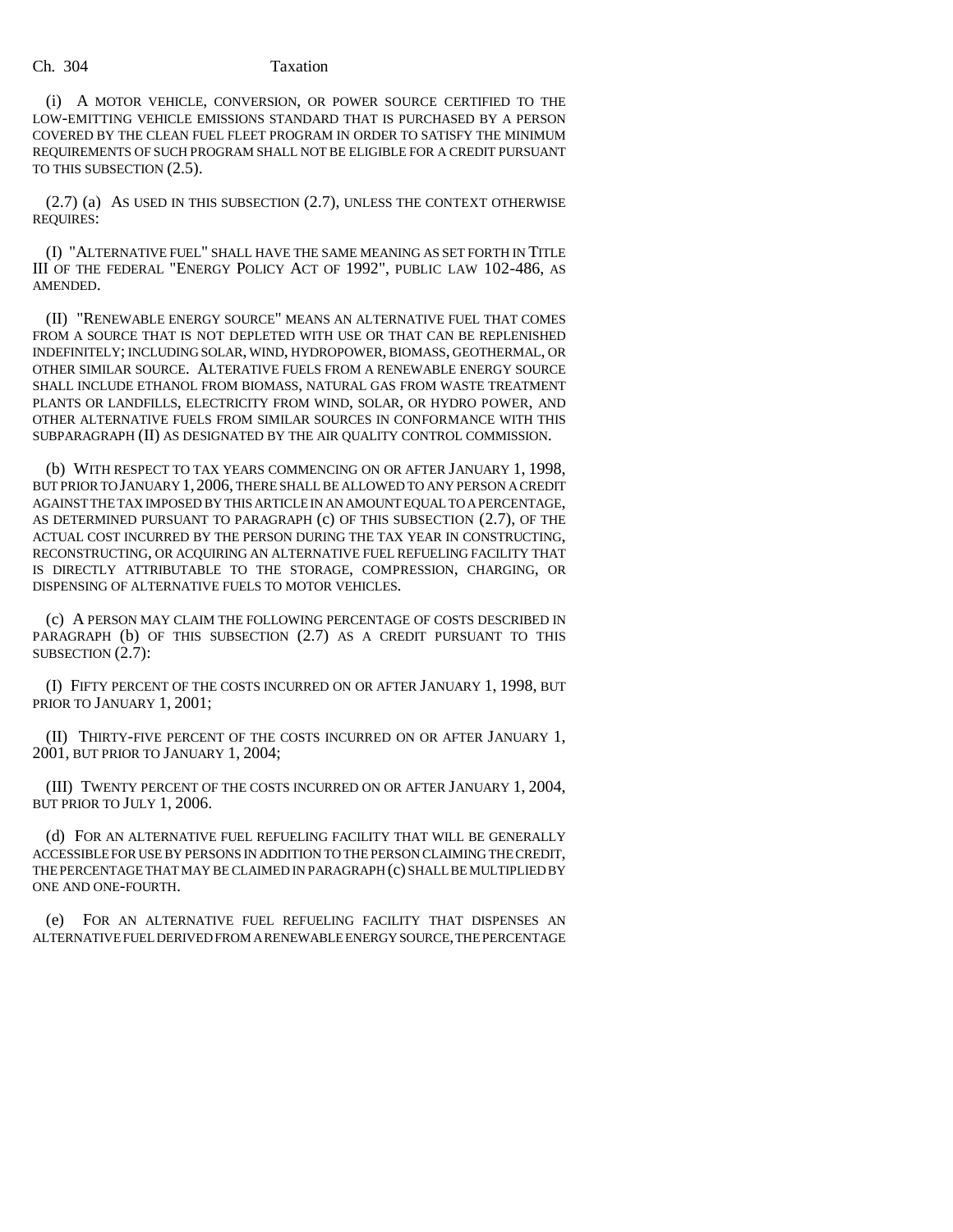(i) A MOTOR VEHICLE, CONVERSION, OR POWER SOURCE CERTIFIED TO THE LOW-EMITTING VEHICLE EMISSIONS STANDARD THAT IS PURCHASED BY A PERSON COVERED BY THE CLEAN FUEL FLEET PROGRAM IN ORDER TO SATISFY THE MINIMUM REQUIREMENTS OF SUCH PROGRAM SHALL NOT BE ELIGIBLE FOR A CREDIT PURSUANT TO THIS SUBSECTION (2.5).

(2.7) (a) AS USED IN THIS SUBSECTION (2.7), UNLESS THE CONTEXT OTHERWISE REQUIRES:

(I) "ALTERNATIVE FUEL" SHALL HAVE THE SAME MEANING AS SET FORTH IN TITLE III OF THE FEDERAL "ENERGY POLICY ACT OF 1992", PUBLIC LAW 102-486, AS AMENDED.

(II) "RENEWABLE ENERGY SOURCE" MEANS AN ALTERNATIVE FUEL THAT COMES FROM A SOURCE THAT IS NOT DEPLETED WITH USE OR THAT CAN BE REPLENISHED INDEFINITELY; INCLUDING SOLAR, WIND, HYDROPOWER, BIOMASS, GEOTHERMAL, OR OTHER SIMILAR SOURCE. ALTERATIVE FUELS FROM A RENEWABLE ENERGY SOURCE SHALL INCLUDE ETHANOL FROM BIOMASS, NATURAL GAS FROM WASTE TREATMENT PLANTS OR LANDFILLS, ELECTRICITY FROM WIND, SOLAR, OR HYDRO POWER, AND OTHER ALTERNATIVE FUELS FROM SIMILAR SOURCES IN CONFORMANCE WITH THIS SUBPARAGRAPH (II) AS DESIGNATED BY THE AIR QUALITY CONTROL COMMISSION.

(b) WITH RESPECT TO TAX YEARS COMMENCING ON OR AFTER JANUARY 1, 1998, BUT PRIOR TO JANUARY 1, 2006, THERE SHALL BE ALLOWED TO ANY PERSON A CREDIT AGAINST THE TAX IMPOSED BY THIS ARTICLE IN AN AMOUNT EQUAL TO A PERCENTAGE, AS DETERMINED PURSUANT TO PARAGRAPH (c) OF THIS SUBSECTION (2.7), OF THE ACTUAL COST INCURRED BY THE PERSON DURING THE TAX YEAR IN CONSTRUCTING, RECONSTRUCTING, OR ACQUIRING AN ALTERNATIVE FUEL REFUELING FACILITY THAT IS DIRECTLY ATTRIBUTABLE TO THE STORAGE, COMPRESSION, CHARGING, OR DISPENSING OF ALTERNATIVE FUELS TO MOTOR VEHICLES.

(c) A PERSON MAY CLAIM THE FOLLOWING PERCENTAGE OF COSTS DESCRIBED IN PARAGRAPH (b) OF THIS SUBSECTION (2.7) AS A CREDIT PURSUANT TO THIS SUBSECTION (2.7):

(I) FIFTY PERCENT OF THE COSTS INCURRED ON OR AFTER JANUARY 1, 1998, BUT PRIOR TO JANUARY 1, 2001;

(II) THIRTY-FIVE PERCENT OF THE COSTS INCURRED ON OR AFTER JANUARY 1, 2001, BUT PRIOR TO JANUARY 1, 2004;

(III) TWENTY PERCENT OF THE COSTS INCURRED ON OR AFTER JANUARY 1, 2004, BUT PRIOR TO JULY 1, 2006.

(d) FOR AN ALTERNATIVE FUEL REFUELING FACILITY THAT WILL BE GENERALLY ACCESSIBLE FOR USE BY PERSONS IN ADDITION TO THE PERSON CLAIMING THE CREDIT, THE PERCENTAGE THAT MAY BE CLAIMED IN PARAGRAPH (c) SHALL BE MULTIPLIED BY ONE AND ONE-FOURTH.

(e) FOR AN ALTERNATIVE FUEL REFUELING FACILITY THAT DISPENSES AN ALTERNATIVE FUEL DERIVED FROM A RENEWABLE ENERGY SOURCE, THE PERCENTAGE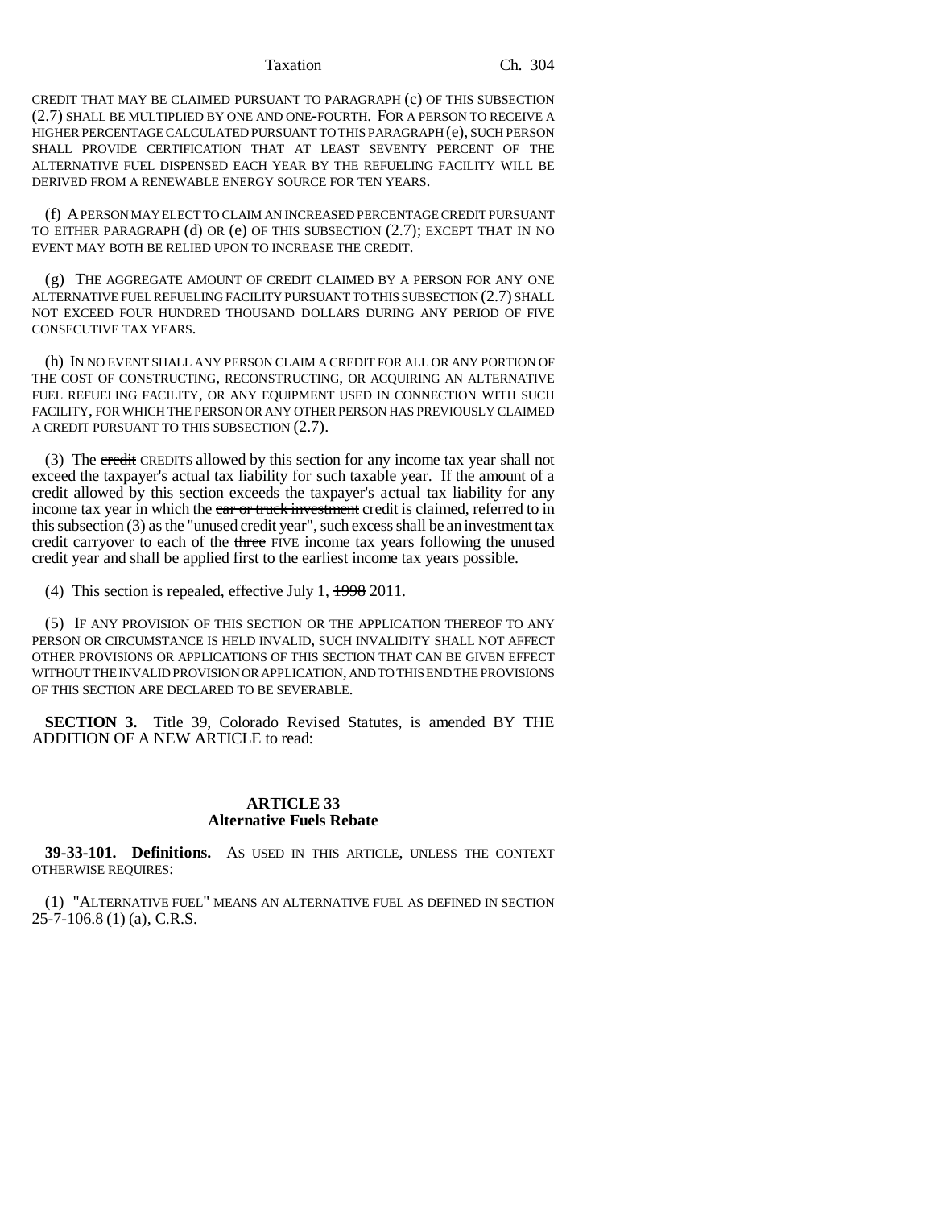CREDIT THAT MAY BE CLAIMED PURSUANT TO PARAGRAPH (c) OF THIS SUBSECTION (2.7) SHALL BE MULTIPLIED BY ONE AND ONE-FOURTH. FOR A PERSON TO RECEIVE A HIGHER PERCENTAGE CALCULATED PURSUANT TO THIS PARAGRAPH (e), SUCH PERSON SHALL PROVIDE CERTIFICATION THAT AT LEAST SEVENTY PERCENT OF THE ALTERNATIVE FUEL DISPENSED EACH YEAR BY THE REFUELING FACILITY WILL BE DERIVED FROM A RENEWABLE ENERGY SOURCE FOR TEN YEARS.

(f) A PERSON MAY ELECT TO CLAIM AN INCREASED PERCENTAGE CREDIT PURSUANT TO EITHER PARAGRAPH (d) OR (e) OF THIS SUBSECTION (2.7); EXCEPT THAT IN NO EVENT MAY BOTH BE RELIED UPON TO INCREASE THE CREDIT.

(g) THE AGGREGATE AMOUNT OF CREDIT CLAIMED BY A PERSON FOR ANY ONE ALTERNATIVE FUEL REFUELING FACILITY PURSUANT TO THIS SUBSECTION (2.7) SHALL NOT EXCEED FOUR HUNDRED THOUSAND DOLLARS DURING ANY PERIOD OF FIVE CONSECUTIVE TAX YEARS.

(h) IN NO EVENT SHALL ANY PERSON CLAIM A CREDIT FOR ALL OR ANY PORTION OF THE COST OF CONSTRUCTING, RECONSTRUCTING, OR ACQUIRING AN ALTERNATIVE FUEL REFUELING FACILITY, OR ANY EQUIPMENT USED IN CONNECTION WITH SUCH FACILITY, FOR WHICH THE PERSON OR ANY OTHER PERSON HAS PREVIOUSLY CLAIMED A CREDIT PURSUANT TO THIS SUBSECTION (2.7).

(3) The ~~credit~~ CREDITS allowed by this section for any income tax year shall not exceed the taxpayer's actual tax liability for such taxable year. If the amount of a credit allowed by this section exceeds the taxpayer's actual tax liability for any income tax year in which the ~~car or truck investment~~ credit is claimed, referred to in this subsection (3) as the "unused credit year", such excess shall be an investment tax credit carryover to each of the ~~three~~ FIVE income tax years following the unused credit year and shall be applied first to the earliest income tax years possible.

(4) This section is repealed, effective July 1, ~~1998~~ 2011.

(5) IF ANY PROVISION OF THIS SECTION OR THE APPLICATION THEREOF TO ANY PERSON OR CIRCUMSTANCE IS HELD INVALID, SUCH INVALIDITY SHALL NOT AFFECT OTHER PROVISIONS OR APPLICATIONS OF THIS SECTION THAT CAN BE GIVEN EFFECT WITHOUT THE INVALID PROVISION OR APPLICATION, AND TO THIS END THE PROVISIONS OF THIS SECTION ARE DECLARED TO BE SEVERABLE.

**SECTION 3.** Title 39, Colorado Revised Statutes, is amended BY THE ADDITION OF A NEW ARTICLE to read:

## ARTICLE 33
## Alternative Fuels Rebate

**39-33-101. Definitions.** AS USED IN THIS ARTICLE, UNLESS THE CONTEXT OTHERWISE REQUIRES:

(1) "ALTERNATIVE FUEL" MEANS AN ALTERNATIVE FUEL AS DEFINED IN SECTION 25-7-106.8 (1) (a), C.R.S.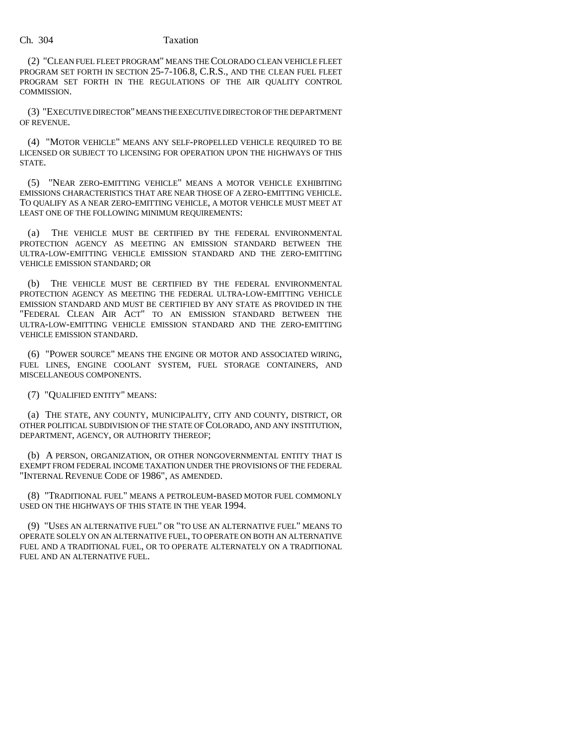(2) "CLEAN FUEL FLEET PROGRAM" MEANS THE COLORADO CLEAN VEHICLE FLEET PROGRAM SET FORTH IN SECTION 25-7-106.8, C.R.S., AND THE CLEAN FUEL FLEET PROGRAM SET FORTH IN THE REGULATIONS OF THE AIR QUALITY CONTROL COMMISSION.

(3) "EXECUTIVE DIRECTOR" MEANS THE EXECUTIVE DIRECTOR OF THE DEPARTMENT OF REVENUE.

(4) "MOTOR VEHICLE" MEANS ANY SELF-PROPELLED VEHICLE REQUIRED TO BE LICENSED OR SUBJECT TO LICENSING FOR OPERATION UPON THE HIGHWAYS OF THIS STATE.

(5) "NEAR ZERO-EMITTING VEHICLE" MEANS A MOTOR VEHICLE EXHIBITING EMISSIONS CHARACTERISTICS THAT ARE NEAR THOSE OF A ZERO-EMITTING VEHICLE. TO QUALIFY AS A NEAR ZERO-EMITTING VEHICLE, A MOTOR VEHICLE MUST MEET AT LEAST ONE OF THE FOLLOWING MINIMUM REQUIREMENTS:

(a) THE VEHICLE MUST BE CERTIFIED BY THE FEDERAL ENVIRONMENTAL PROTECTION AGENCY AS MEETING AN EMISSION STANDARD BETWEEN THE ULTRA-LOW-EMITTING VEHICLE EMISSION STANDARD AND THE ZERO-EMITTING VEHICLE EMISSION STANDARD; OR

(b) THE VEHICLE MUST BE CERTIFIED BY THE FEDERAL ENVIRONMENTAL PROTECTION AGENCY AS MEETING THE FEDERAL ULTRA-LOW-EMITTING VEHICLE EMISSION STANDARD AND MUST BE CERTIFIED BY ANY STATE AS PROVIDED IN THE "FEDERAL CLEAN AIR ACT" TO AN EMISSION STANDARD BETWEEN THE ULTRA-LOW-EMITTING VEHICLE EMISSION STANDARD AND THE ZERO-EMITTING VEHICLE EMISSION STANDARD.

(6) "POWER SOURCE" MEANS THE ENGINE OR MOTOR AND ASSOCIATED WIRING, FUEL LINES, ENGINE COOLANT SYSTEM, FUEL STORAGE CONTAINERS, AND MISCELLANEOUS COMPONENTS.

(7) "QUALIFIED ENTITY" MEANS:

(a) THE STATE, ANY COUNTY, MUNICIPALITY, CITY AND COUNTY, DISTRICT, OR OTHER POLITICAL SUBDIVISION OF THE STATE OF COLORADO, AND ANY INSTITUTION, DEPARTMENT, AGENCY, OR AUTHORITY THEREOF;

(b) A PERSON, ORGANIZATION, OR OTHER NONGOVERNMENTAL ENTITY THAT IS EXEMPT FROM FEDERAL INCOME TAXATION UNDER THE PROVISIONS OF THE FEDERAL "INTERNAL REVENUE CODE OF 1986", AS AMENDED.

(8) "TRADITIONAL FUEL" MEANS A PETROLEUM-BASED MOTOR FUEL COMMONLY USED ON THE HIGHWAYS OF THIS STATE IN THE YEAR 1994.

(9) "USES AN ALTERNATIVE FUEL" OR "TO USE AN ALTERNATIVE FUEL" MEANS TO OPERATE SOLELY ON AN ALTERNATIVE FUEL, TO OPERATE ON BOTH AN ALTERNATIVE FUEL AND A TRADITIONAL FUEL, OR TO OPERATE ALTERNATELY ON A TRADITIONAL FUEL AND AN ALTERNATIVE FUEL.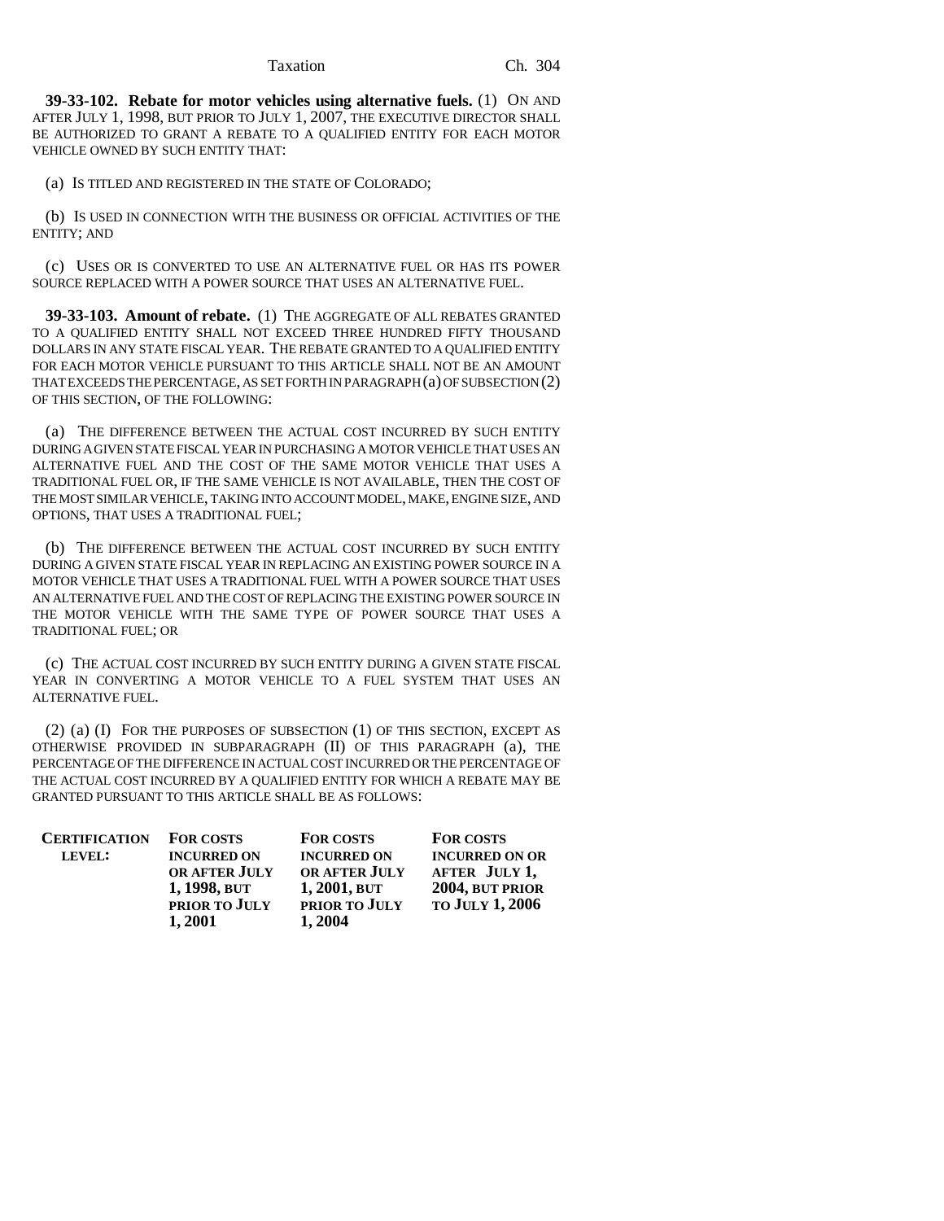**39-33-102. Rebate for motor vehicles using alternative fuels.** (1) ON AND AFTER JULY 1, 1998, BUT PRIOR TO JULY 1, 2007, THE EXECUTIVE DIRECTOR SHALL BE AUTHORIZED TO GRANT A REBATE TO A QUALIFIED ENTITY FOR EACH MOTOR VEHICLE OWNED BY SUCH ENTITY THAT:

(a) IS TITLED AND REGISTERED IN THE STATE OF COLORADO;

(b) IS USED IN CONNECTION WITH THE BUSINESS OR OFFICIAL ACTIVITIES OF THE ENTITY; AND

(c) USES OR IS CONVERTED TO USE AN ALTERNATIVE FUEL OR HAS ITS POWER SOURCE REPLACED WITH A POWER SOURCE THAT USES AN ALTERNATIVE FUEL.

**39-33-103. Amount of rebate.** (1) THE AGGREGATE OF ALL REBATES GRANTED TO A QUALIFIED ENTITY SHALL NOT EXCEED THREE HUNDRED FIFTY THOUSAND DOLLARS IN ANY STATE FISCAL YEAR. THE REBATE GRANTED TO A QUALIFIED ENTITY FOR EACH MOTOR VEHICLE PURSUANT TO THIS ARTICLE SHALL NOT BE AN AMOUNT THAT EXCEEDS THE PERCENTAGE, AS SET FORTH IN PARAGRAPH (a) OF SUBSECTION (2) OF THIS SECTION, OF THE FOLLOWING:

(a) THE DIFFERENCE BETWEEN THE ACTUAL COST INCURRED BY SUCH ENTITY DURING A GIVEN STATE FISCAL YEAR IN PURCHASING A MOTOR VEHICLE THAT USES AN ALTERNATIVE FUEL AND THE COST OF THE SAME MOTOR VEHICLE THAT USES A TRADITIONAL FUEL OR, IF THE SAME VEHICLE IS NOT AVAILABLE, THEN THE COST OF THE MOST SIMILAR VEHICLE, TAKING INTO ACCOUNT MODEL, MAKE, ENGINE SIZE, AND OPTIONS, THAT USES A TRADITIONAL FUEL;

(b) THE DIFFERENCE BETWEEN THE ACTUAL COST INCURRED BY SUCH ENTITY DURING A GIVEN STATE FISCAL YEAR IN REPLACING AN EXISTING POWER SOURCE IN A MOTOR VEHICLE THAT USES A TRADITIONAL FUEL WITH A POWER SOURCE THAT USES AN ALTERNATIVE FUEL AND THE COST OF REPLACING THE EXISTING POWER SOURCE IN THE MOTOR VEHICLE WITH THE SAME TYPE OF POWER SOURCE THAT USES A TRADITIONAL FUEL; OR

(c) THE ACTUAL COST INCURRED BY SUCH ENTITY DURING A GIVEN STATE FISCAL YEAR IN CONVERTING A MOTOR VEHICLE TO A FUEL SYSTEM THAT USES AN ALTERNATIVE FUEL.

(2) (a) (I) FOR THE PURPOSES OF SUBSECTION (1) OF THIS SECTION, EXCEPT AS OTHERWISE PROVIDED IN SUBPARAGRAPH (II) OF THIS PARAGRAPH (a), THE PERCENTAGE OF THE DIFFERENCE IN ACTUAL COST INCURRED OR THE PERCENTAGE OF THE ACTUAL COST INCURRED BY A QUALIFIED ENTITY FOR WHICH A REBATE MAY BE GRANTED PURSUANT TO THIS ARTICLE SHALL BE AS FOLLOWS:

| **CERTIFICATION LEVEL:** | **FOR COSTS INCURRED ON OR AFTER JULY 1, 1998, BUT PRIOR TO JULY 1, 2001** | **FOR COSTS INCURRED ON OR AFTER JULY 1, 2001, BUT PRIOR TO JULY 1, 2004** | **FOR COSTS INCURRED ON OR AFTER JULY 1, 2004, BUT PRIOR TO JULY 1, 2006** |
|---|---|---|---|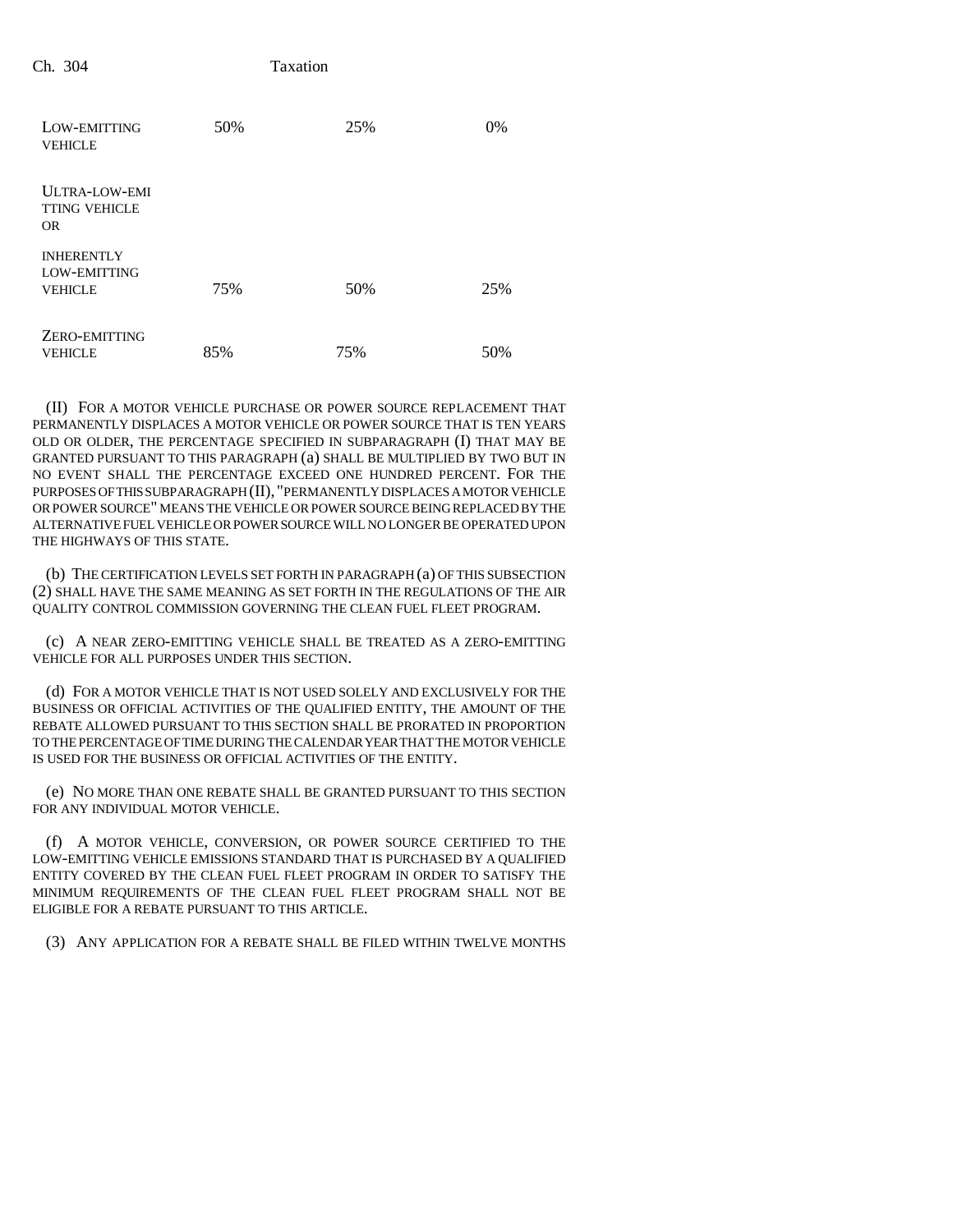| | | | |
|---|---|---|---|
| LOW-EMITTING VEHICLE | 50% | 25% | 0% |
| ULTRA-LOW-EMITTING VEHICLE OR INHERENTLY LOW-EMITTING VEHICLE | 75% | 50% | 25% |
| ZERO-EMITTING VEHICLE | 85% | 75% | 50% |

(II) FOR A MOTOR VEHICLE PURCHASE OR POWER SOURCE REPLACEMENT THAT PERMANENTLY DISPLACES A MOTOR VEHICLE OR POWER SOURCE THAT IS TEN YEARS OLD OR OLDER, THE PERCENTAGE SPECIFIED IN SUBPARAGRAPH (I) THAT MAY BE GRANTED PURSUANT TO THIS PARAGRAPH (a) SHALL BE MULTIPLIED BY TWO BUT IN NO EVENT SHALL THE PERCENTAGE EXCEED ONE HUNDRED PERCENT. FOR THE PURPOSES OF THIS SUBPARAGRAPH (II), "PERMANENTLY DISPLACES A MOTOR VEHICLE OR POWER SOURCE" MEANS THE VEHICLE OR POWER SOURCE BEING REPLACED BY THE ALTERNATIVE FUEL VEHICLE OR POWER SOURCE WILL NO LONGER BE OPERATED UPON THE HIGHWAYS OF THIS STATE.

(b) THE CERTIFICATION LEVELS SET FORTH IN PARAGRAPH (a) OF THIS SUBSECTION (2) SHALL HAVE THE SAME MEANING AS SET FORTH IN THE REGULATIONS OF THE AIR QUALITY CONTROL COMMISSION GOVERNING THE CLEAN FUEL FLEET PROGRAM.

(c) A NEAR ZERO-EMITTING VEHICLE SHALL BE TREATED AS A ZERO-EMITTING VEHICLE FOR ALL PURPOSES UNDER THIS SECTION.

(d) FOR A MOTOR VEHICLE THAT IS NOT USED SOLELY AND EXCLUSIVELY FOR THE BUSINESS OR OFFICIAL ACTIVITIES OF THE QUALIFIED ENTITY, THE AMOUNT OF THE REBATE ALLOWED PURSUANT TO THIS SECTION SHALL BE PRORATED IN PROPORTION TO THE PERCENTAGE OF TIME DURING THE CALENDAR YEAR THAT THE MOTOR VEHICLE IS USED FOR THE BUSINESS OR OFFICIAL ACTIVITIES OF THE ENTITY.

(e) NO MORE THAN ONE REBATE SHALL BE GRANTED PURSUANT TO THIS SECTION FOR ANY INDIVIDUAL MOTOR VEHICLE.

(f) A MOTOR VEHICLE, CONVERSION, OR POWER SOURCE CERTIFIED TO THE LOW-EMITTING VEHICLE EMISSIONS STANDARD THAT IS PURCHASED BY A QUALIFIED ENTITY COVERED BY THE CLEAN FUEL FLEET PROGRAM IN ORDER TO SATISFY THE MINIMUM REQUIREMENTS OF THE CLEAN FUEL FLEET PROGRAM SHALL NOT BE ELIGIBLE FOR A REBATE PURSUANT TO THIS ARTICLE.

(3) ANY APPLICATION FOR A REBATE SHALL BE FILED WITHIN TWELVE MONTHS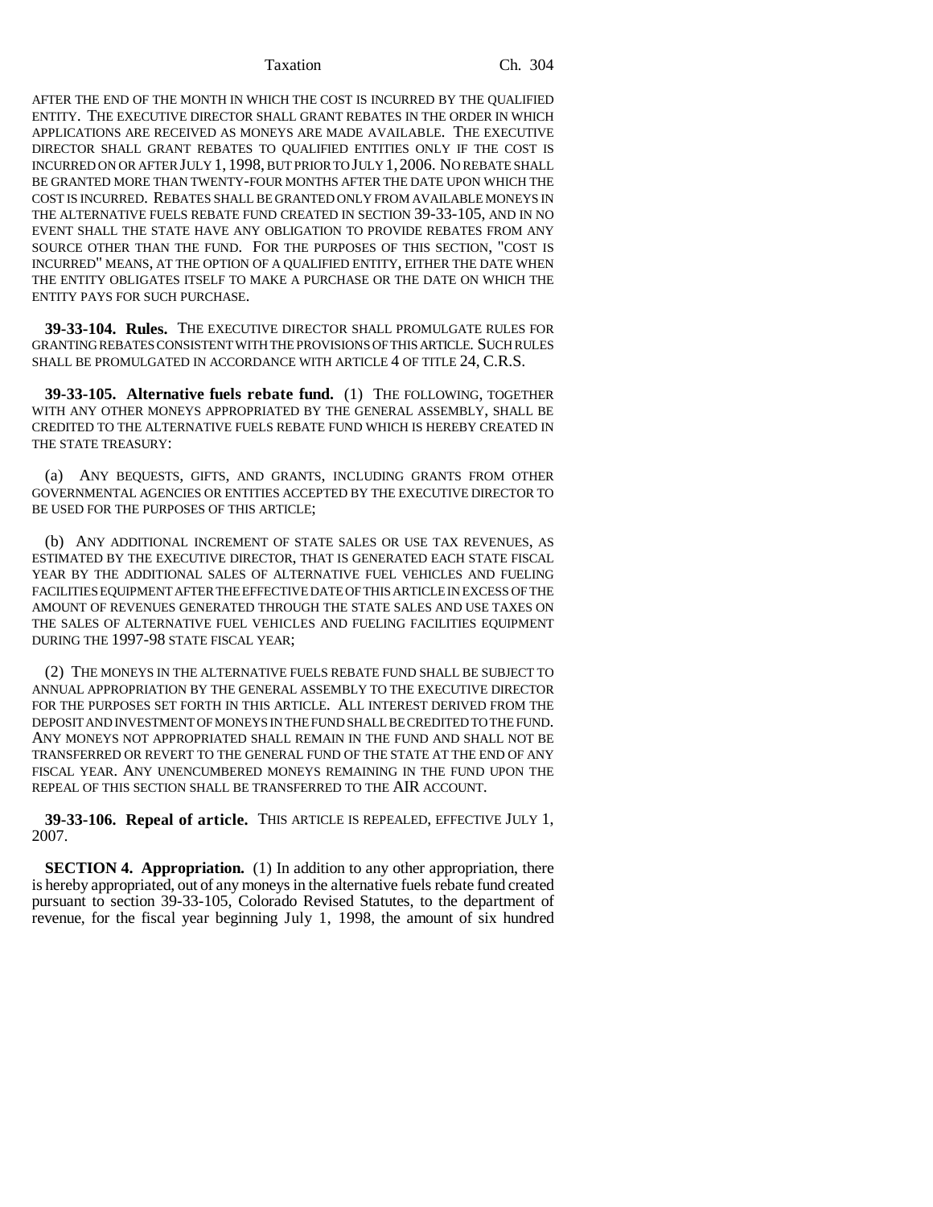AFTER THE END OF THE MONTH IN WHICH THE COST IS INCURRED BY THE QUALIFIED ENTITY. THE EXECUTIVE DIRECTOR SHALL GRANT REBATES IN THE ORDER IN WHICH APPLICATIONS ARE RECEIVED AS MONEYS ARE MADE AVAILABLE. THE EXECUTIVE DIRECTOR SHALL GRANT REBATES TO QUALIFIED ENTITIES ONLY IF THE COST IS INCURRED ON OR AFTER JULY 1, 1998, BUT PRIOR TO JULY 1, 2006. NO REBATE SHALL BE GRANTED MORE THAN TWENTY-FOUR MONTHS AFTER THE DATE UPON WHICH THE COST IS INCURRED. REBATES SHALL BE GRANTED ONLY FROM AVAILABLE MONEYS IN THE ALTERNATIVE FUELS REBATE FUND CREATED IN SECTION 39-33-105, AND IN NO EVENT SHALL THE STATE HAVE ANY OBLIGATION TO PROVIDE REBATES FROM ANY SOURCE OTHER THAN THE FUND. FOR THE PURPOSES OF THIS SECTION, "COST IS INCURRED" MEANS, AT THE OPTION OF A QUALIFIED ENTITY, EITHER THE DATE WHEN THE ENTITY OBLIGATES ITSELF TO MAKE A PURCHASE OR THE DATE ON WHICH THE ENTITY PAYS FOR SUCH PURCHASE.

**39-33-104. Rules.** THE EXECUTIVE DIRECTOR SHALL PROMULGATE RULES FOR GRANTING REBATES CONSISTENT WITH THE PROVISIONS OF THIS ARTICLE. SUCH RULES SHALL BE PROMULGATED IN ACCORDANCE WITH ARTICLE 4 OF TITLE 24, C.R.S.

**39-33-105. Alternative fuels rebate fund.** (1) THE FOLLOWING, TOGETHER WITH ANY OTHER MONEYS APPROPRIATED BY THE GENERAL ASSEMBLY, SHALL BE CREDITED TO THE ALTERNATIVE FUELS REBATE FUND WHICH IS HEREBY CREATED IN THE STATE TREASURY:

(a) ANY BEQUESTS, GIFTS, AND GRANTS, INCLUDING GRANTS FROM OTHER GOVERNMENTAL AGENCIES OR ENTITIES ACCEPTED BY THE EXECUTIVE DIRECTOR TO BE USED FOR THE PURPOSES OF THIS ARTICLE;

(b) ANY ADDITIONAL INCREMENT OF STATE SALES OR USE TAX REVENUES, AS ESTIMATED BY THE EXECUTIVE DIRECTOR, THAT IS GENERATED EACH STATE FISCAL YEAR BY THE ADDITIONAL SALES OF ALTERNATIVE FUEL VEHICLES AND FUELING FACILITIES EQUIPMENT AFTER THE EFFECTIVE DATE OF THIS ARTICLE IN EXCESS OF THE AMOUNT OF REVENUES GENERATED THROUGH THE STATE SALES AND USE TAXES ON THE SALES OF ALTERNATIVE FUEL VEHICLES AND FUELING FACILITIES EQUIPMENT DURING THE 1997-98 STATE FISCAL YEAR;

(2) THE MONEYS IN THE ALTERNATIVE FUELS REBATE FUND SHALL BE SUBJECT TO ANNUAL APPROPRIATION BY THE GENERAL ASSEMBLY TO THE EXECUTIVE DIRECTOR FOR THE PURPOSES SET FORTH IN THIS ARTICLE. ALL INTEREST DERIVED FROM THE DEPOSIT AND INVESTMENT OF MONEYS IN THE FUND SHALL BE CREDITED TO THE FUND. ANY MONEYS NOT APPROPRIATED SHALL REMAIN IN THE FUND AND SHALL NOT BE TRANSFERRED OR REVERT TO THE GENERAL FUND OF THE STATE AT THE END OF ANY FISCAL YEAR. ANY UNENCUMBERED MONEYS REMAINING IN THE FUND UPON THE REPEAL OF THIS SECTION SHALL BE TRANSFERRED TO THE AIR ACCOUNT.

**39-33-106. Repeal of article.** THIS ARTICLE IS REPEALED, EFFECTIVE JULY 1, 2007.

**SECTION 4. Appropriation.** (1) In addition to any other appropriation, there is hereby appropriated, out of any moneys in the alternative fuels rebate fund created pursuant to section 39-33-105, Colorado Revised Statutes, to the department of revenue, for the fiscal year beginning July 1, 1998, the amount of six hundred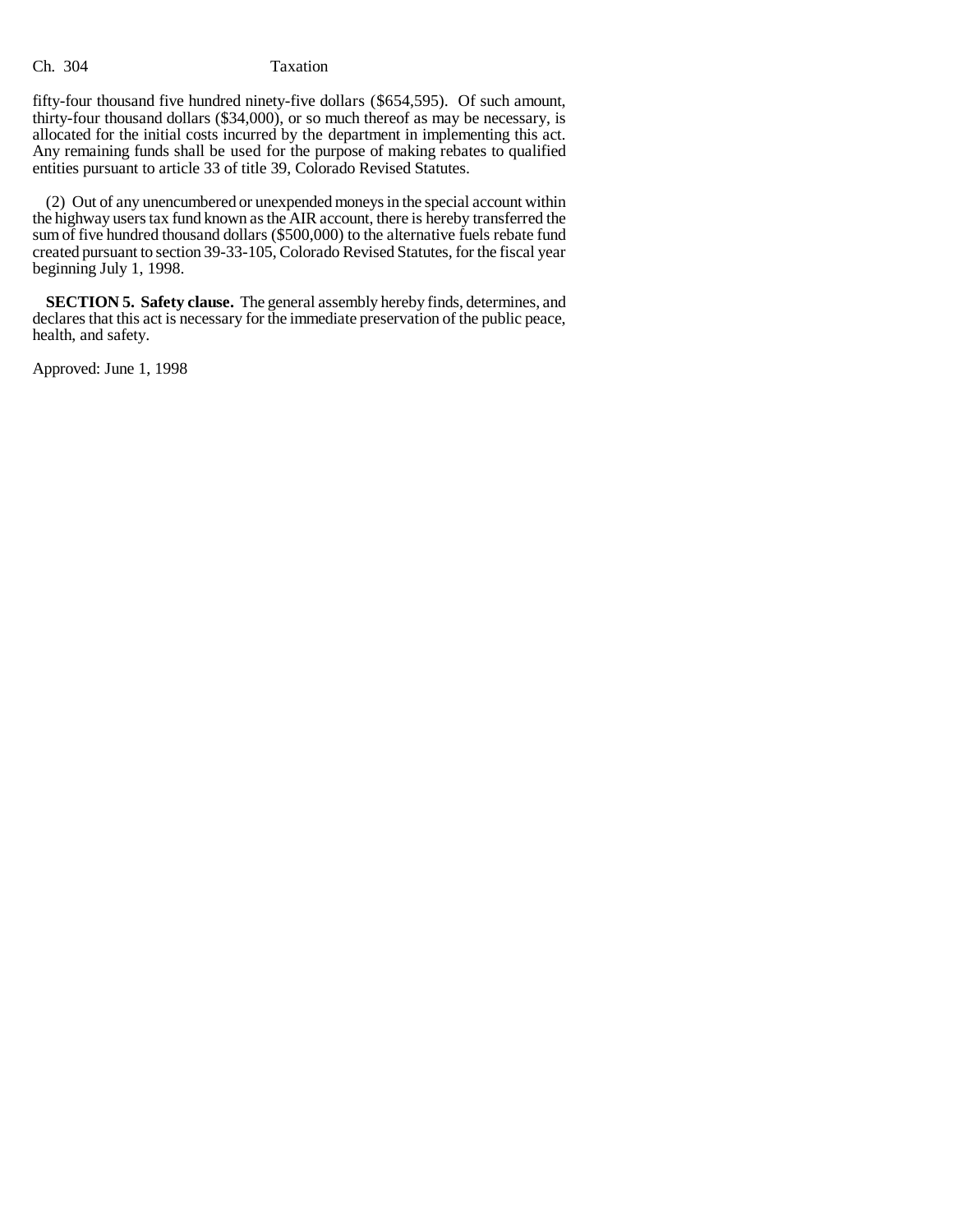fifty-four thousand five hundred ninety-five dollars ($654,595). Of such amount, thirty-four thousand dollars ($34,000), or so much thereof as may be necessary, is allocated for the initial costs incurred by the department in implementing this act. Any remaining funds shall be used for the purpose of making rebates to qualified entities pursuant to article 33 of title 39, Colorado Revised Statutes.

(2) Out of any unencumbered or unexpended moneys in the special account within the highway users tax fund known as the AIR account, there is hereby transferred the sum of five hundred thousand dollars ($500,000) to the alternative fuels rebate fund created pursuant to section 39-33-105, Colorado Revised Statutes, for the fiscal year beginning July 1, 1998.

**SECTION 5. Safety clause.** The general assembly hereby finds, determines, and declares that this act is necessary for the immediate preservation of the public peace, health, and safety.

Approved: June 1, 1998